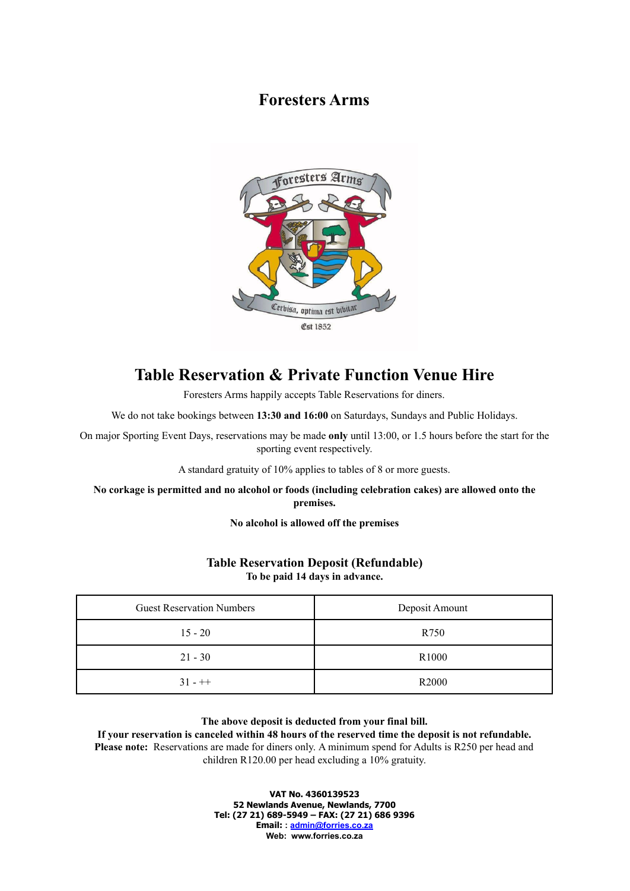# Foresters Arms

## Table Reservation & Private Function Venue Hire

Foresters Arms happily accepts Table Reservations for diners.

We do not take bookings between **13:30 and 16:00** on Saturdays, Sundays and Public Holidays.

On major Sporting Event Days, reservations may be made **only** until 13:00, or 1.5 hours before the start for the sporting event respectively.

A standard gratuity of 10% applies to tables of 8 or more guests.

**No corkage is permitted and no alcohol or foods (including celebration cakes) are allowed onto the premises.**

**No alcohol is allowed off the premises**

### Table Reservation Deposit (Refundable)

**To be paid 14 days in advance.**

| Guest Reservation Numbers | Deposit Amount |
|---|---|
| 15 - 20 | R750 |
| 21 - 30 | R1000 |
| 31 - ++ | R2000 |

**The above deposit is deducted from your final bill.**
**If your reservation is canceled within 48 hours of the reserved time the deposit is not refundable.**
**Please note:** Reservations are made for diners only. A minimum spend for Adults is R250 per head and children R120.00 per head excluding a 10% gratuity.

**VAT No. 4360139523**
**52 Newlands Avenue, Newlands, 7700**
**Tel: (27 21) 689-5949 – FAX: (27 21) 686 9396**
**Email: : admin@forries.co.za**
**Web: www.forries.co.za**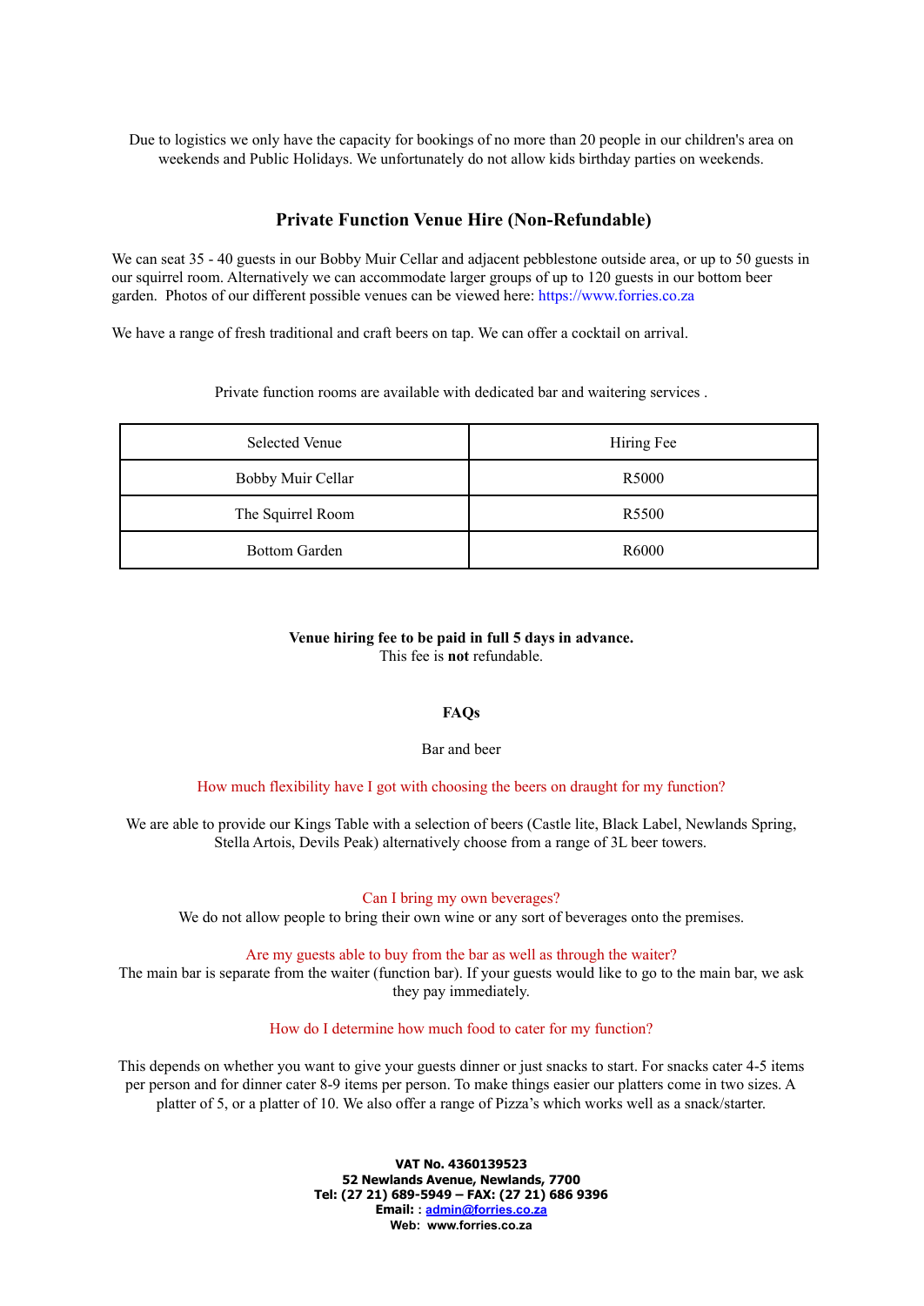Due to logistics we only have the capacity for bookings of no more than 20 people in our children's area on weekends and Public Holidays. We unfortunately do not allow kids birthday parties on weekends.

## Private Function Venue Hire (Non-Refundable)

We can seat 35 - 40 guests in our Bobby Muir Cellar and adjacent pebblestone outside area, or up to 50 guests in our squirrel room. Alternatively we can accommodate larger groups of up to 120 guests in our bottom beer garden. Photos of our different possible venues can be viewed here: https://www.forries.co.za

We have a range of fresh traditional and craft beers on tap. We can offer a cocktail on arrival.

Private function rooms are available with dedicated bar and waitering services .

| Selected Venue | Hiring Fee |
|---|---|
| Bobby Muir Cellar | R5000 |
| The Squirrel Room | R5500 |
| Bottom Garden | R6000 |

**Venue hiring fee to be paid in full 5 days in advance.**
This fee is **not** refundable.

### FAQs

Bar and beer

How much flexibility have I got with choosing the beers on draught for my function?

We are able to provide our Kings Table with a selection of beers (Castle lite, Black Label, Newlands Spring, Stella Artois, Devils Peak) alternatively choose from a range of 3L beer towers.

Can I bring my own beverages?

We do not allow people to bring their own wine or any sort of beverages onto the premises.

Are my guests able to buy from the bar as well as through the waiter?

The main bar is separate from the waiter (function bar). If your guests would like to go to the main bar, we ask they pay immediately.

How do I determine how much food to cater for my function?

This depends on whether you want to give your guests dinner or just snacks to start. For snacks cater 4-5 items per person and for dinner cater 8-9 items per person. To make things easier our platters come in two sizes. A platter of 5, or a platter of 10. We also offer a range of Pizza's which works well as a snack/starter.

**VAT No. 4360139523**
**52 Newlands Avenue, Newlands, 7700**
**Tel: (27 21) 689-5949 – FAX: (27 21) 686 9396**
**Email: : admin@forries.co.za**
**Web: www.forries.co.za**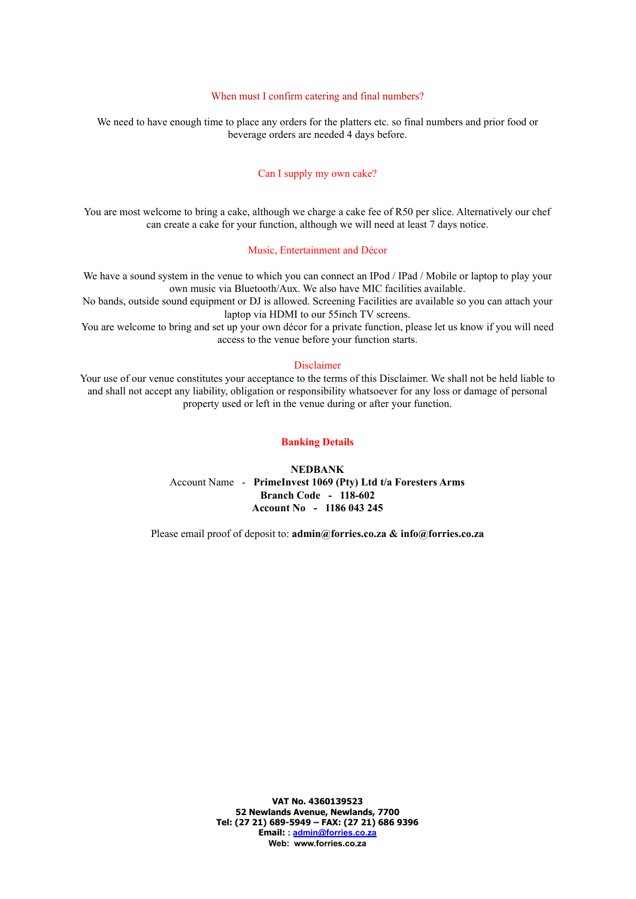## When must I confirm catering and final numbers?

We need to have enough time to place any orders for the platters etc. so final numbers and prior food or beverage orders are needed 4 days before.

## Can I supply my own cake?

You are most welcome to bring a cake, although we charge a cake fee of R50 per slice. Alternatively our chef can create a cake for your function, although we will need at least 7 days notice.

## Music, Entertainment and Décor

We have a sound system in the venue to which you can connect an IPod / IPad / Mobile or laptop to play your own music via Bluetooth/Aux. We also have MIC facilities available.
No bands, outside sound equipment or DJ is allowed. Screening Facilities are available so you can attach your laptop via HDMI to our 55inch TV screens.
You are welcome to bring and set up your own décor for a private function, please let us know if you will need access to the venue before your function starts.

## Disclaimer

Your use of our venue constitutes your acceptance to the terms of this Disclaimer. We shall not be held liable to and shall not accept any liability, obligation or responsibility whatsoever for any loss or damage of personal property used or left in the venue during or after your function.

## Banking Details

**NEDBANK**
Account Name - **PrimeInvest 1069 (Pty) Ltd t/a Foresters Arms**
**Branch Code - 118-602**
**Account No - 1186 043 245**

Please email proof of deposit to: **admin@forries.co.za & info@forries.co.za**

**VAT No. 4360139523**
**52 Newlands Avenue, Newlands, 7700**
**Tel: (27 21) 689-5949 – FAX: (27 21) 686 9396**
**Email: : admin@forries.co.za**
**Web: www.forries.co.za**